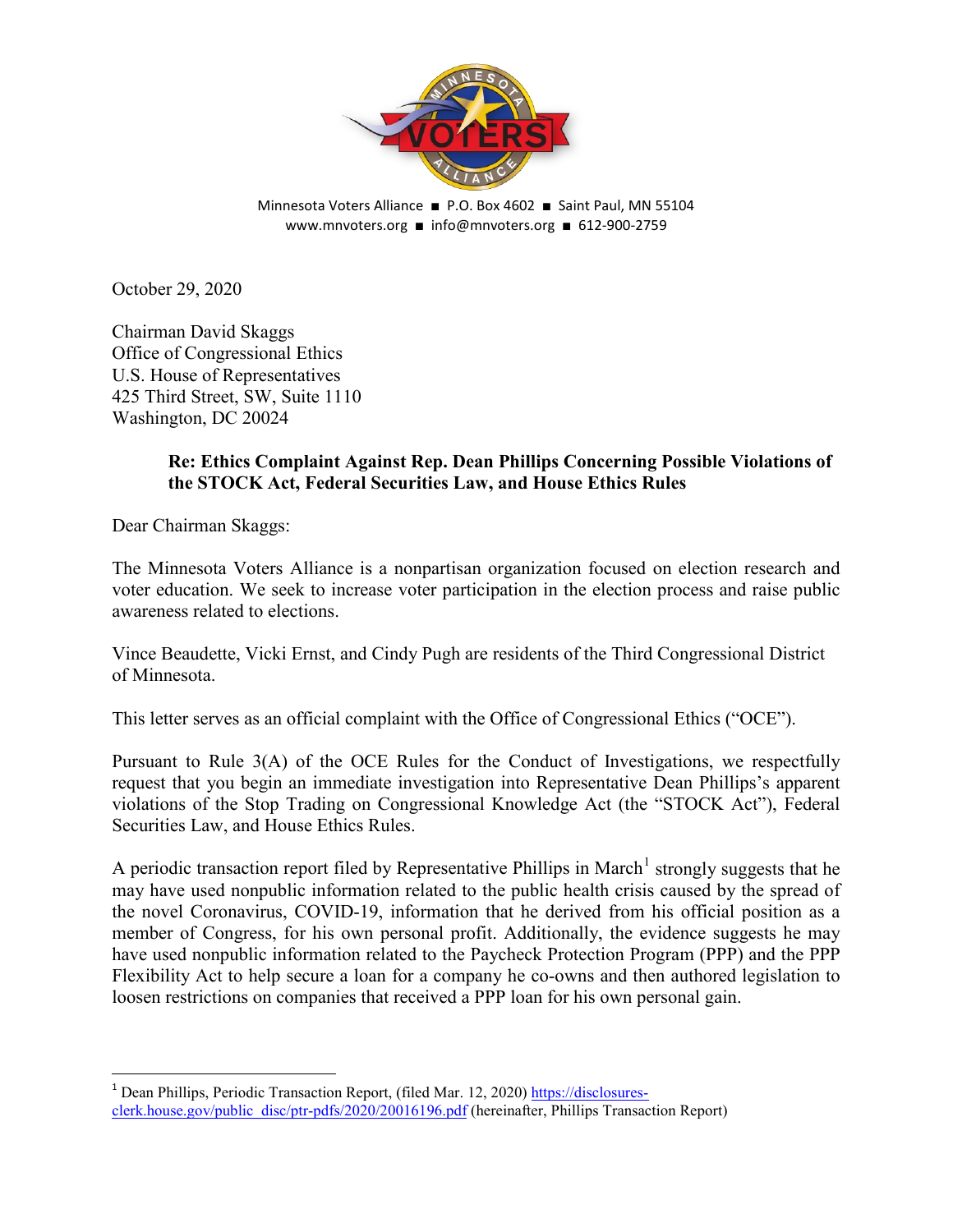Minnesota Voters Alliance ■ P.O. Box 4602 ■ Saint Paul, MN 55104
www.mnvoters.org ■ info@mnvoters.org ■ 612-900-2759

October 29, 2020

Chairman David Skaggs
Office of Congressional Ethics
U.S. House of Representatives
425 Third Street, SW, Suite 1110
Washington, DC 20024

**Re: Ethics Complaint Against Rep. Dean Phillips Concerning Possible Violations of the STOCK Act, Federal Securities Law, and House Ethics Rules**

Dear Chairman Skaggs:

The Minnesota Voters Alliance is a nonpartisan organization focused on election research and voter education. We seek to increase voter participation in the election process and raise public awareness related to elections.

Vince Beaudette, Vicki Ernst, and Cindy Pugh are residents of the Third Congressional District of Minnesota.

This letter serves as an official complaint with the Office of Congressional Ethics ("OCE").

Pursuant to Rule 3(A) of the OCE Rules for the Conduct of Investigations, we respectfully request that you begin an immediate investigation into Representative Dean Phillips's apparent violations of the Stop Trading on Congressional Knowledge Act (the "STOCK Act"), Federal Securities Law, and House Ethics Rules.

A periodic transaction report filed by Representative Phillips in March[1] strongly suggests that he may have used nonpublic information related to the public health crisis caused by the spread of the novel Coronavirus, COVID-19, information that he derived from his official position as a member of Congress, for his own personal profit. Additionally, the evidence suggests he may have used nonpublic information related to the Paycheck Protection Program (PPP) and the PPP Flexibility Act to help secure a loan for a company he co-owns and then authored legislation to loosen restrictions on companies that received a PPP loan for his own personal gain.

---

[1] Dean Phillips, Periodic Transaction Report, (filed Mar. 12, 2020) https://disclosures-clerk.house.gov/public_disc/ptr-pdfs/2020/20016196.pdf (hereinafter, Phillips Transaction Report)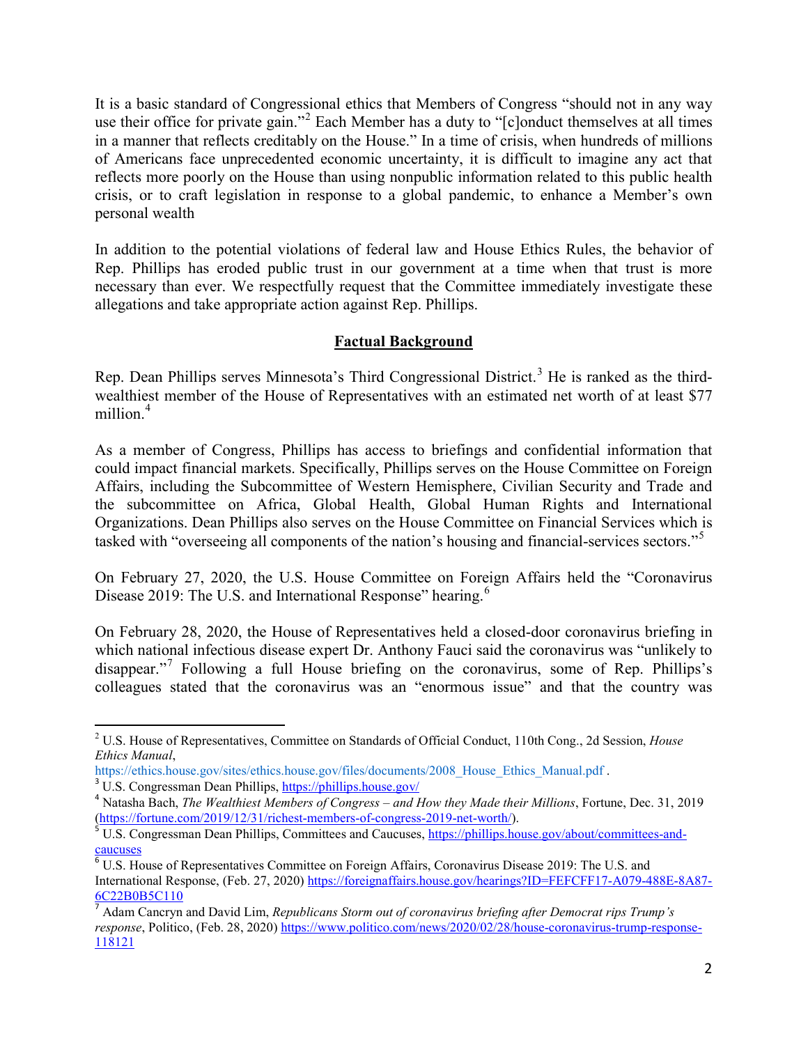It is a basic standard of Congressional ethics that Members of Congress "should not in any way use their office for private gain."[2] Each Member has a duty to "[c]onduct themselves at all times in a manner that reflects creditably on the House." In a time of crisis, when hundreds of millions of Americans face unprecedented economic uncertainty, it is difficult to imagine any act that reflects more poorly on the House than using nonpublic information related to this public health crisis, or to craft legislation in response to a global pandemic, to enhance a Member's own personal wealth

In addition to the potential violations of federal law and House Ethics Rules, the behavior of Rep. Phillips has eroded public trust in our government at a time when that trust is more necessary than ever. We respectfully request that the Committee immediately investigate these allegations and take appropriate action against Rep. Phillips.

## **Factual Background**

Rep. Dean Phillips serves Minnesota's Third Congressional District.[3] He is ranked as the third-wealthiest member of the House of Representatives with an estimated net worth of at least $77 million.[4]

As a member of Congress, Phillips has access to briefings and confidential information that could impact financial markets. Specifically, Phillips serves on the House Committee on Foreign Affairs, including the Subcommittee of Western Hemisphere, Civilian Security and Trade and the subcommittee on Africa, Global Health, Global Human Rights and International Organizations. Dean Phillips also serves on the House Committee on Financial Services which is tasked with "overseeing all components of the nation's housing and financial-services sectors."[5]

On February 27, 2020, the U.S. House Committee on Foreign Affairs held the "Coronavirus Disease 2019: The U.S. and International Response" hearing.[6]

On February 28, 2020, the House of Representatives held a closed-door coronavirus briefing in which national infectious disease expert Dr. Anthony Fauci said the coronavirus was "unlikely to disappear."[7] Following a full House briefing on the coronavirus, some of Rep. Phillips's colleagues stated that the coronavirus was an "enormous issue" and that the country was

---

[2] U.S. House of Representatives, Committee on Standards of Official Conduct, 110th Cong., 2d Session, *House Ethics Manual*, https://ethics.house.gov/sites/ethics.house.gov/files/documents/2008_House_Ethics_Manual.pdf .

[3] U.S. Congressman Dean Phillips, https://phillips.house.gov/

[4] Natasha Bach, *The Wealthiest Members of Congress – and How they Made their Millions*, Fortune, Dec. 31, 2019 (https://fortune.com/2019/12/31/richest-members-of-congress-2019-net-worth/).

[5] U.S. Congressman Dean Phillips, Committees and Caucuses, https://phillips.house.gov/about/committees-and-caucuses

[6] U.S. House of Representatives Committee on Foreign Affairs, Coronavirus Disease 2019: The U.S. and International Response, (Feb. 27, 2020) https://foreignaffairs.house.gov/hearings?ID=FEFCFF17-A079-488E-8A87-6C22B0B5C110

[7] Adam Cancryn and David Lim, *Republicans Storm out of coronavirus briefing after Democrat rips Trump's response*, Politico, (Feb. 28, 2020) https://www.politico.com/news/2020/02/28/house-coronavirus-trump-response-118121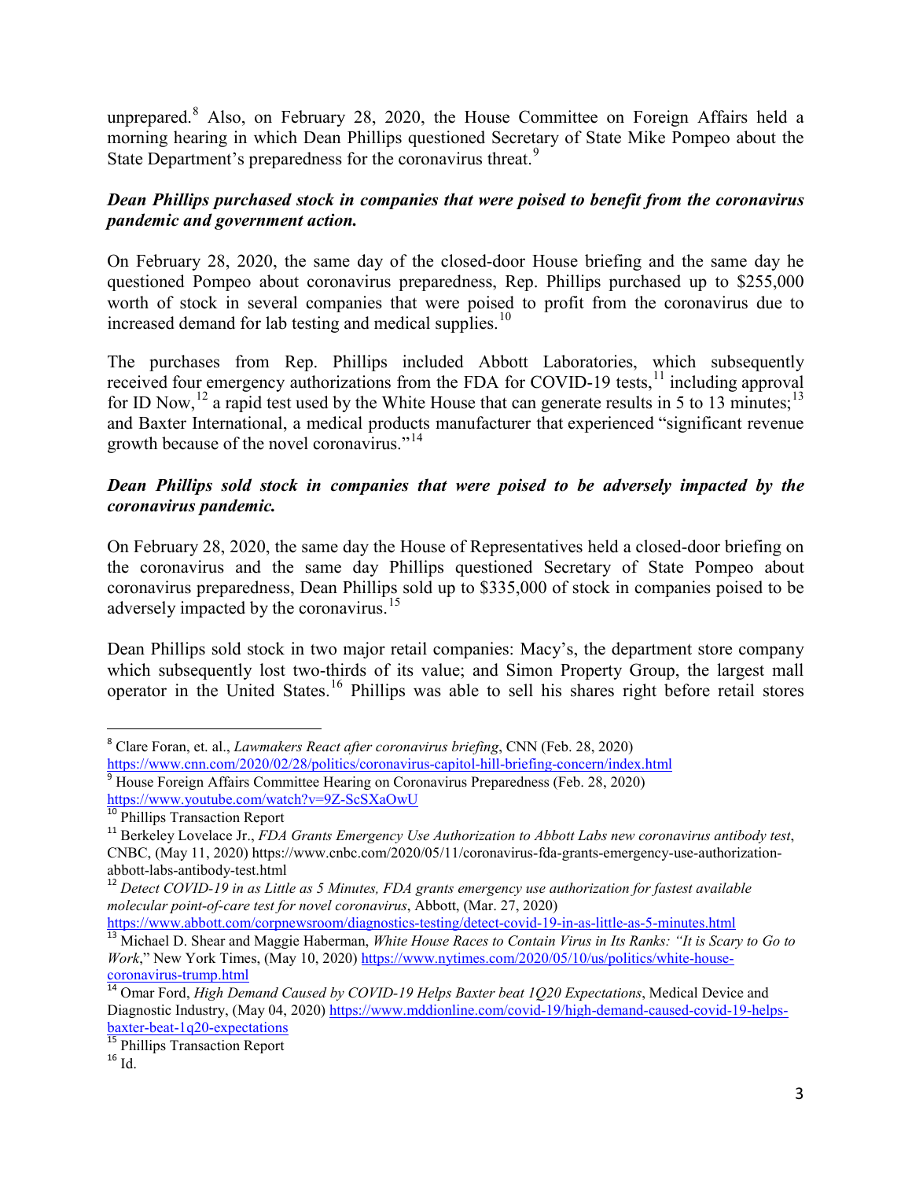unprepared.[8] Also, on February 28, 2020, the House Committee on Foreign Affairs held a morning hearing in which Dean Phillips questioned Secretary of State Mike Pompeo about the State Department's preparedness for the coronavirus threat.[9]

***Dean Phillips purchased stock in companies that were poised to benefit from the coronavirus pandemic and government action.***

On February 28, 2020, the same day of the closed-door House briefing and the same day he questioned Pompeo about coronavirus preparedness, Rep. Phillips purchased up to $255,000 worth of stock in several companies that were poised to profit from the coronavirus due to increased demand for lab testing and medical supplies.[10]

The purchases from Rep. Phillips included Abbott Laboratories, which subsequently received four emergency authorizations from the FDA for COVID-19 tests,[11] including approval for ID Now,[12] a rapid test used by the White House that can generate results in 5 to 13 minutes;[13] and Baxter International, a medical products manufacturer that experienced "significant revenue growth because of the novel coronavirus."[14]

***Dean Phillips sold stock in companies that were poised to be adversely impacted by the coronavirus pandemic.***

On February 28, 2020, the same day the House of Representatives held a closed-door briefing on the coronavirus and the same day Phillips questioned Secretary of State Pompeo about coronavirus preparedness, Dean Phillips sold up to $335,000 of stock in companies poised to be adversely impacted by the coronavirus.[15]

Dean Phillips sold stock in two major retail companies: Macy's, the department store company which subsequently lost two-thirds of its value; and Simon Property Group, the largest mall operator in the United States.[16] Phillips was able to sell his shares right before retail stores

---

[8] Clare Foran, et. al., *Lawmakers React after coronavirus briefing*, CNN (Feb. 28, 2020) https://www.cnn.com/2020/02/28/politics/coronavirus-capitol-hill-briefing-concern/index.html

[9] House Foreign Affairs Committee Hearing on Coronavirus Preparedness (Feb. 28, 2020) https://www.youtube.com/watch?v=9Z-ScSXaOwU

[10] Phillips Transaction Report

[11] Berkeley Lovelace Jr., *FDA Grants Emergency Use Authorization to Abbott Labs new coronavirus antibody test*, CNBC, (May 11, 2020) https://www.cnbc.com/2020/05/11/coronavirus-fda-grants-emergency-use-authorization-abbott-labs-antibody-test.html

[12] *Detect COVID-19 in as Little as 5 Minutes, FDA grants emergency use authorization for fastest available molecular point-of-care test for novel coronavirus*, Abbott, (Mar. 27, 2020) https://www.abbott.com/corpnewsroom/diagnostics-testing/detect-covid-19-in-as-little-as-5-minutes.html

[13] Michael D. Shear and Maggie Haberman, *White House Races to Contain Virus in Its Ranks: "It is Scary to Go to Work*," New York Times, (May 10, 2020) https://www.nytimes.com/2020/05/10/us/politics/white-house-coronavirus-trump.html

[14] Omar Ford, *High Demand Caused by COVID-19 Helps Baxter beat 1Q20 Expectations*, Medical Device and Diagnostic Industry, (May 04, 2020) https://www.mddionline.com/covid-19/high-demand-caused-covid-19-helps-baxter-beat-1q20-expectations

[15] Phillips Transaction Report

[16] Id.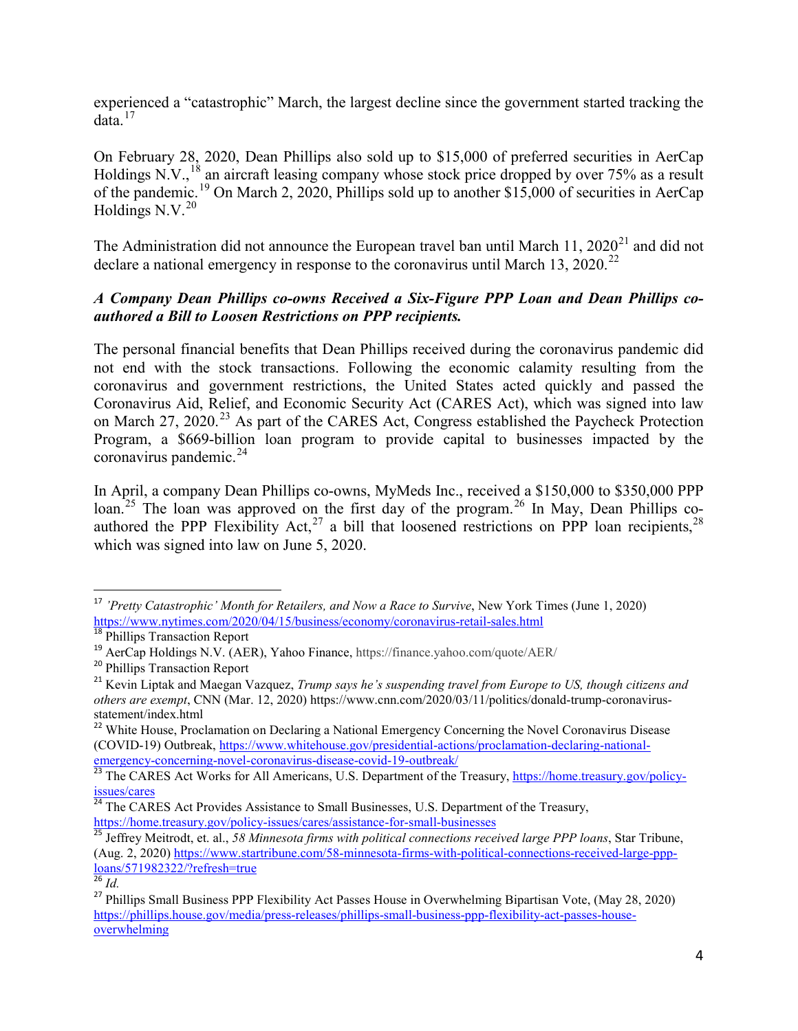experienced a "catastrophic" March, the largest decline since the government started tracking the data.[17]

On February 28, 2020, Dean Phillips also sold up to $15,000 of preferred securities in AerCap Holdings N.V.,[18] an aircraft leasing company whose stock price dropped by over 75% as a result of the pandemic.[19] On March 2, 2020, Phillips sold up to another $15,000 of securities in AerCap Holdings N.V.[20]

The Administration did not announce the European travel ban until March 11, 2020[21] and did not declare a national emergency in response to the coronavirus until March 13, 2020.[22]

***A Company Dean Phillips co-owns Received a Six-Figure PPP Loan and Dean Phillips co-authored a Bill to Loosen Restrictions on PPP recipients.***

The personal financial benefits that Dean Phillips received during the coronavirus pandemic did not end with the stock transactions. Following the economic calamity resulting from the coronavirus and government restrictions, the United States acted quickly and passed the Coronavirus Aid, Relief, and Economic Security Act (CARES Act), which was signed into law on March 27, 2020.[23] As part of the CARES Act, Congress established the Paycheck Protection Program, a $669-billion loan program to provide capital to businesses impacted by the coronavirus pandemic.[24]

In April, a company Dean Phillips co-owns, MyMeds Inc., received a $150,000 to $350,000 PPP loan.[25] The loan was approved on the first day of the program.[26] In May, Dean Phillips co-authored the PPP Flexibility Act,[27] a bill that loosened restrictions on PPP loan recipients,[28] which was signed into law on June 5, 2020.

---

[17] *'Pretty Catastrophic' Month for Retailers, and Now a Race to Survive*, New York Times (June 1, 2020) https://www.nytimes.com/2020/04/15/business/economy/coronavirus-retail-sales.html

[18] Phillips Transaction Report

[19] AerCap Holdings N.V. (AER), Yahoo Finance, https://finance.yahoo.com/quote/AER/

[20] Phillips Transaction Report

[21] Kevin Liptak and Maegan Vazquez, *Trump says he's suspending travel from Europe to US, though citizens and others are exempt*, CNN (Mar. 12, 2020) https://www.cnn.com/2020/03/11/politics/donald-trump-coronavirus-statement/index.html

[22] White House, Proclamation on Declaring a National Emergency Concerning the Novel Coronavirus Disease (COVID-19) Outbreak, https://www.whitehouse.gov/presidential-actions/proclamation-declaring-national-emergency-concerning-novel-coronavirus-disease-covid-19-outbreak/

[23] The CARES Act Works for All Americans, U.S. Department of the Treasury, https://home.treasury.gov/policy-issues/cares

[24] The CARES Act Provides Assistance to Small Businesses, U.S. Department of the Treasury, https://home.treasury.gov/policy-issues/cares/assistance-for-small-businesses

[25] Jeffrey Meitrodt, et. al., *58 Minnesota firms with political connections received large PPP loans*, Star Tribune, (Aug. 2, 2020) https://www.startribune.com/58-minnesota-firms-with-political-connections-received-large-ppp-loans/571982322/?refresh=true

[26] *Id.*

[27] Phillips Small Business PPP Flexibility Act Passes House in Overwhelming Bipartisan Vote, (May 28, 2020) https://phillips.house.gov/media/press-releases/phillips-small-business-ppp-flexibility-act-passes-house-overwhelming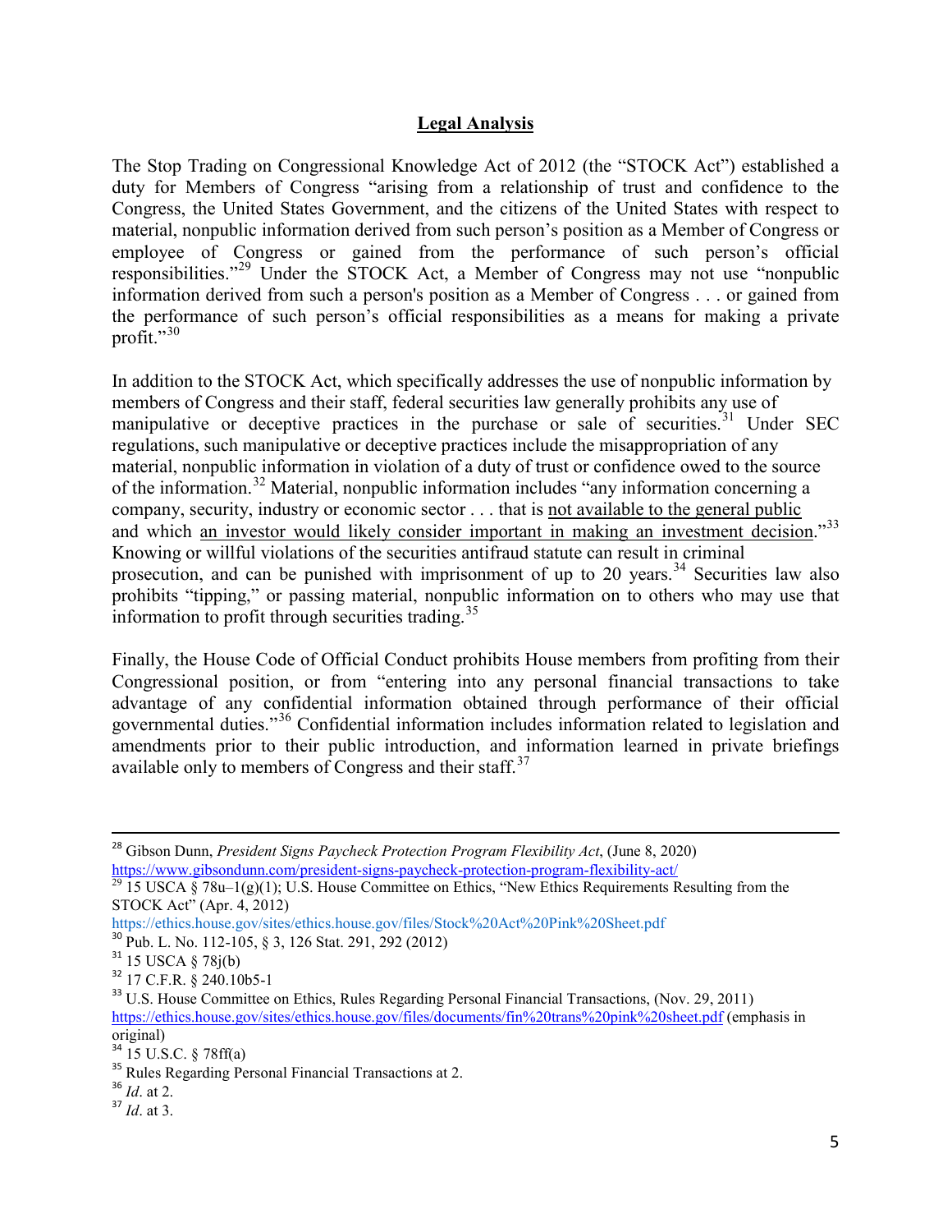## **Legal Analysis**

The Stop Trading on Congressional Knowledge Act of 2012 (the "STOCK Act") established a duty for Members of Congress "arising from a relationship of trust and confidence to the Congress, the United States Government, and the citizens of the United States with respect to material, nonpublic information derived from such person's position as a Member of Congress or employee of Congress or gained from the performance of such person's official responsibilities."[29] Under the STOCK Act, a Member of Congress may not use "nonpublic information derived from such a person's position as a Member of Congress . . . or gained from the performance of such person's official responsibilities as a means for making a private profit."[30]

In addition to the STOCK Act, which specifically addresses the use of nonpublic information by members of Congress and their staff, federal securities law generally prohibits any use of manipulative or deceptive practices in the purchase or sale of securities.[31] Under SEC regulations, such manipulative or deceptive practices include the misappropriation of any material, nonpublic information in violation of a duty of trust or confidence owed to the source of the information.[32] Material, nonpublic information includes "any information concerning a company, security, industry or economic sector . . . that is <u>not available to the general public</u> and which <u>an investor would likely consider important in making an investment decision</u>."[33] Knowing or willful violations of the securities antifraud statute can result in criminal prosecution, and can be punished with imprisonment of up to 20 years.[34] Securities law also prohibits "tipping," or passing material, nonpublic information on to others who may use that information to profit through securities trading.[35]

Finally, the House Code of Official Conduct prohibits House members from profiting from their Congressional position, or from "entering into any personal financial transactions to take advantage of any confidential information obtained through performance of their official governmental duties."[36] Confidential information includes information related to legislation and amendments prior to their public introduction, and information learned in private briefings available only to members of Congress and their staff.[37]

---

[28] Gibson Dunn, *President Signs Paycheck Protection Program Flexibility Act*, (June 8, 2020) https://www.gibsondunn.com/president-signs-paycheck-protection-program-flexibility-act/

[29] 15 USCA § 78u–1(g)(1); U.S. House Committee on Ethics, "New Ethics Requirements Resulting from the STOCK Act" (Apr. 4, 2012) https://ethics.house.gov/sites/ethics.house.gov/files/Stock%20Act%20Pink%20Sheet.pdf

[30] Pub. L. No. 112-105, § 3, 126 Stat. 291, 292 (2012)

[31] 15 USCA § 78j(b)

[32] 17 C.F.R. § 240.10b5-1

[33] U.S. House Committee on Ethics, Rules Regarding Personal Financial Transactions, (Nov. 29, 2011) https://ethics.house.gov/sites/ethics.house.gov/files/documents/fin%20trans%20pink%20sheet.pdf (emphasis in original)

[34] 15 U.S.C. § 78ff(a)

[35] Rules Regarding Personal Financial Transactions at 2.

[36] *Id*. at 2.

[37] *Id*. at 3.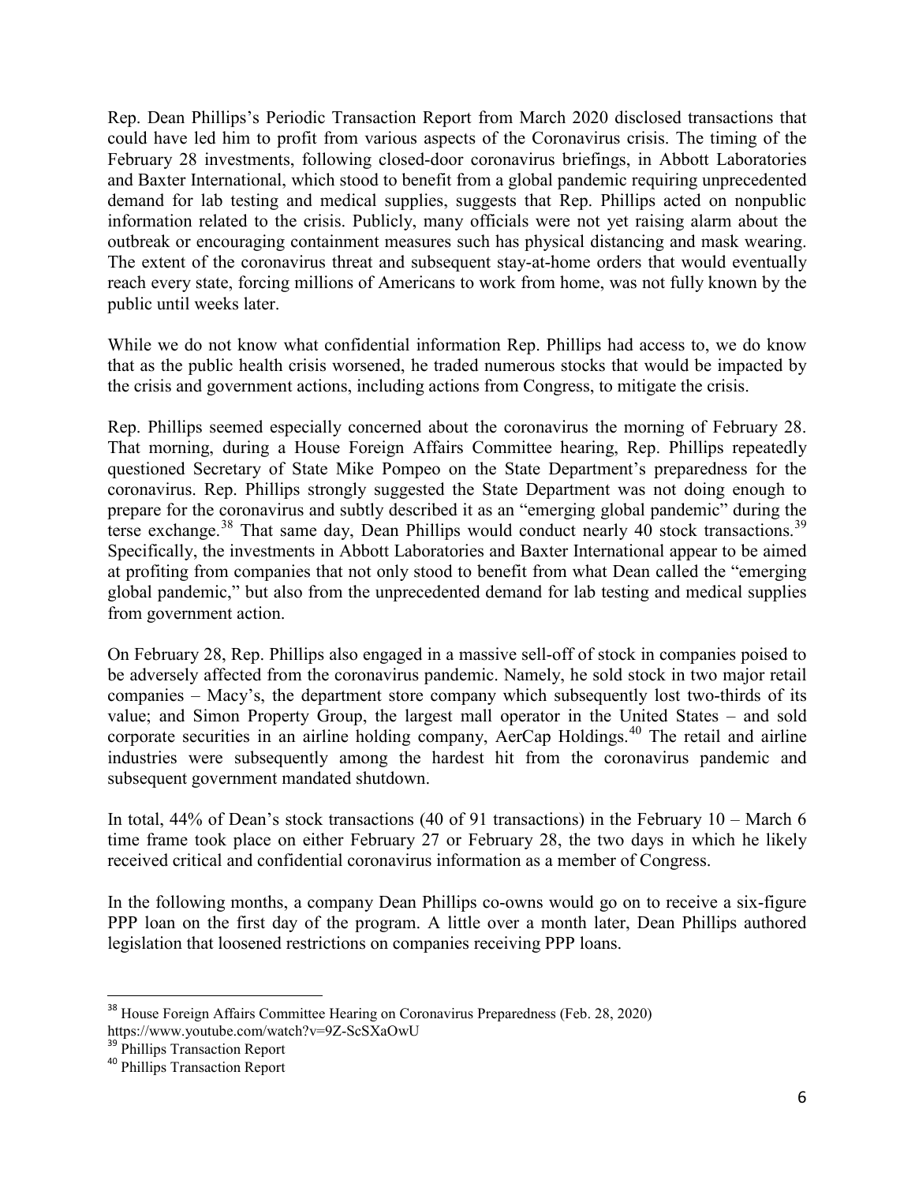Rep. Dean Phillips's Periodic Transaction Report from March 2020 disclosed transactions that could have led him to profit from various aspects of the Coronavirus crisis. The timing of the February 28 investments, following closed-door coronavirus briefings, in Abbott Laboratories and Baxter International, which stood to benefit from a global pandemic requiring unprecedented demand for lab testing and medical supplies, suggests that Rep. Phillips acted on nonpublic information related to the crisis. Publicly, many officials were not yet raising alarm about the outbreak or encouraging containment measures such has physical distancing and mask wearing. The extent of the coronavirus threat and subsequent stay-at-home orders that would eventually reach every state, forcing millions of Americans to work from home, was not fully known by the public until weeks later.

While we do not know what confidential information Rep. Phillips had access to, we do know that as the public health crisis worsened, he traded numerous stocks that would be impacted by the crisis and government actions, including actions from Congress, to mitigate the crisis.

Rep. Phillips seemed especially concerned about the coronavirus the morning of February 28. That morning, during a House Foreign Affairs Committee hearing, Rep. Phillips repeatedly questioned Secretary of State Mike Pompeo on the State Department's preparedness for the coronavirus. Rep. Phillips strongly suggested the State Department was not doing enough to prepare for the coronavirus and subtly described it as an "emerging global pandemic" during the terse exchange.[38] That same day, Dean Phillips would conduct nearly 40 stock transactions.[39] Specifically, the investments in Abbott Laboratories and Baxter International appear to be aimed at profiting from companies that not only stood to benefit from what Dean called the "emerging global pandemic," but also from the unprecedented demand for lab testing and medical supplies from government action.

On February 28, Rep. Phillips also engaged in a massive sell-off of stock in companies poised to be adversely affected from the coronavirus pandemic. Namely, he sold stock in two major retail companies – Macy's, the department store company which subsequently lost two-thirds of its value; and Simon Property Group, the largest mall operator in the United States – and sold corporate securities in an airline holding company, AerCap Holdings.[40] The retail and airline industries were subsequently among the hardest hit from the coronavirus pandemic and subsequent government mandated shutdown.

In total, 44% of Dean's stock transactions (40 of 91 transactions) in the February 10 – March 6 time frame took place on either February 27 or February 28, the two days in which he likely received critical and confidential coronavirus information as a member of Congress.

In the following months, a company Dean Phillips co-owns would go on to receive a six-figure PPP loan on the first day of the program. A little over a month later, Dean Phillips authored legislation that loosened restrictions on companies receiving PPP loans.

---

[38] House Foreign Affairs Committee Hearing on Coronavirus Preparedness (Feb. 28, 2020) https://www.youtube.com/watch?v=9Z-ScSXaOwU

[39] Phillips Transaction Report

[40] Phillips Transaction Report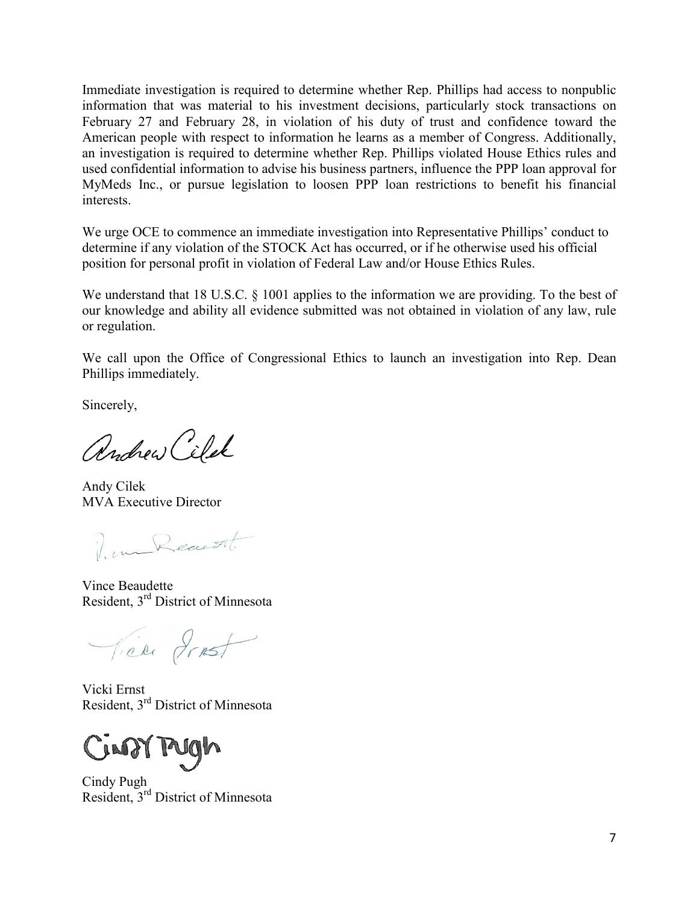Immediate investigation is required to determine whether Rep. Phillips had access to nonpublic information that was material to his investment decisions, particularly stock transactions on February 27 and February 28, in violation of his duty of trust and confidence toward the American people with respect to information he learns as a member of Congress. Additionally, an investigation is required to determine whether Rep. Phillips violated House Ethics rules and used confidential information to advise his business partners, influence the PPP loan approval for MyMeds Inc., or pursue legislation to loosen PPP loan restrictions to benefit his financial interests.

We urge OCE to commence an immediate investigation into Representative Phillips' conduct to determine if any violation of the STOCK Act has occurred, or if he otherwise used his official position for personal profit in violation of Federal Law and/or House Ethics Rules.

We understand that 18 U.S.C. § 1001 applies to the information we are providing. To the best of our knowledge and ability all evidence submitted was not obtained in violation of any law, rule or regulation.

We call upon the Office of Congressional Ethics to launch an investigation into Rep. Dean Phillips immediately.

Sincerely,

Andy Cilek
MVA Executive Director

Vince Beaudette
Resident, 3rd District of Minnesota

Vicki Ernst
Resident, 3rd District of Minnesota

Cindy Pugh
Resident, 3rd District of Minnesota